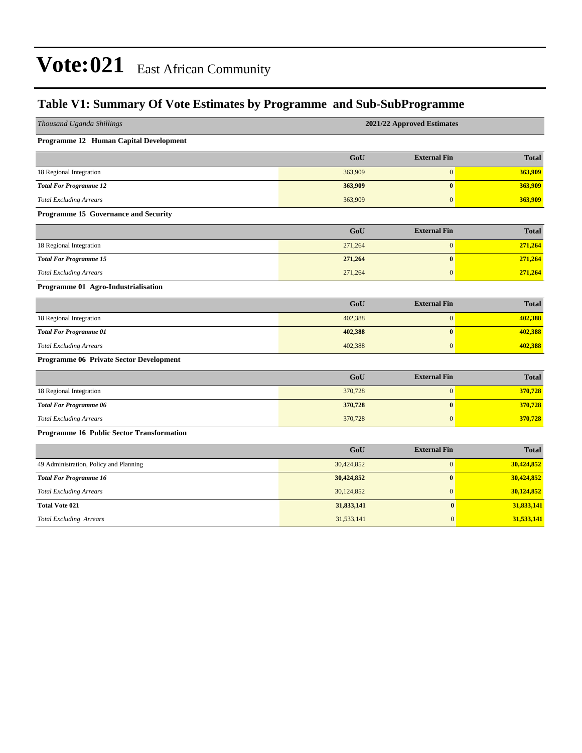# Vote:021 East African Community

## Table V1: Summary Of Vote Estimates by Programme and Sub-SubProgramme

| *Thousand Uganda Shillings* | 2021/22 Approved Estimates | | |
|---|---|---|---|
| **Programme 12 Human Capital Development** | | | |
| | **GoU** | **External Fin** | **Total** |
| 18 Regional Integration | 363,909 | 0 | **363,909** |
| ***Total For Programme 12*** | **363,909** | **0** | **363,909** |
| *Total Excluding Arrears* | 363,909 | 0 | **363,909** |
| **Programme 15 Governance and Security** | | | |
| | **GoU** | **External Fin** | **Total** |
| 18 Regional Integration | 271,264 | 0 | **271,264** |
| ***Total For Programme 15*** | **271,264** | **0** | **271,264** |
| *Total Excluding Arrears* | 271,264 | 0 | **271,264** |
| **Programme 01 Agro-Industrialisation** | | | |
| | **GoU** | **External Fin** | **Total** |
| 18 Regional Integration | 402,388 | 0 | **402,388** |
| ***Total For Programme 01*** | **402,388** | **0** | **402,388** |
| *Total Excluding Arrears* | 402,388 | 0 | **402,388** |
| **Programme 06 Private Sector Development** | | | |
| | **GoU** | **External Fin** | **Total** |
| 18 Regional Integration | 370,728 | 0 | **370,728** |
| ***Total For Programme 06*** | **370,728** | **0** | **370,728** |
| *Total Excluding Arrears* | 370,728 | 0 | **370,728** |
| **Programme 16 Public Sector Transformation** | | | |
| | **GoU** | **External Fin** | **Total** |
| 49 Administration, Policy and Planning | 30,424,852 | 0 | **30,424,852** |
| ***Total For Programme 16*** | **30,424,852** | **0** | **30,424,852** |
| *Total Excluding Arrears* | 30,124,852 | 0 | **30,124,852** |
| **Total Vote 021** | **31,833,141** | **0** | **31,833,141** |
| *Total Excluding Arrears* | 31,533,141 | 0 | **31,533,141** |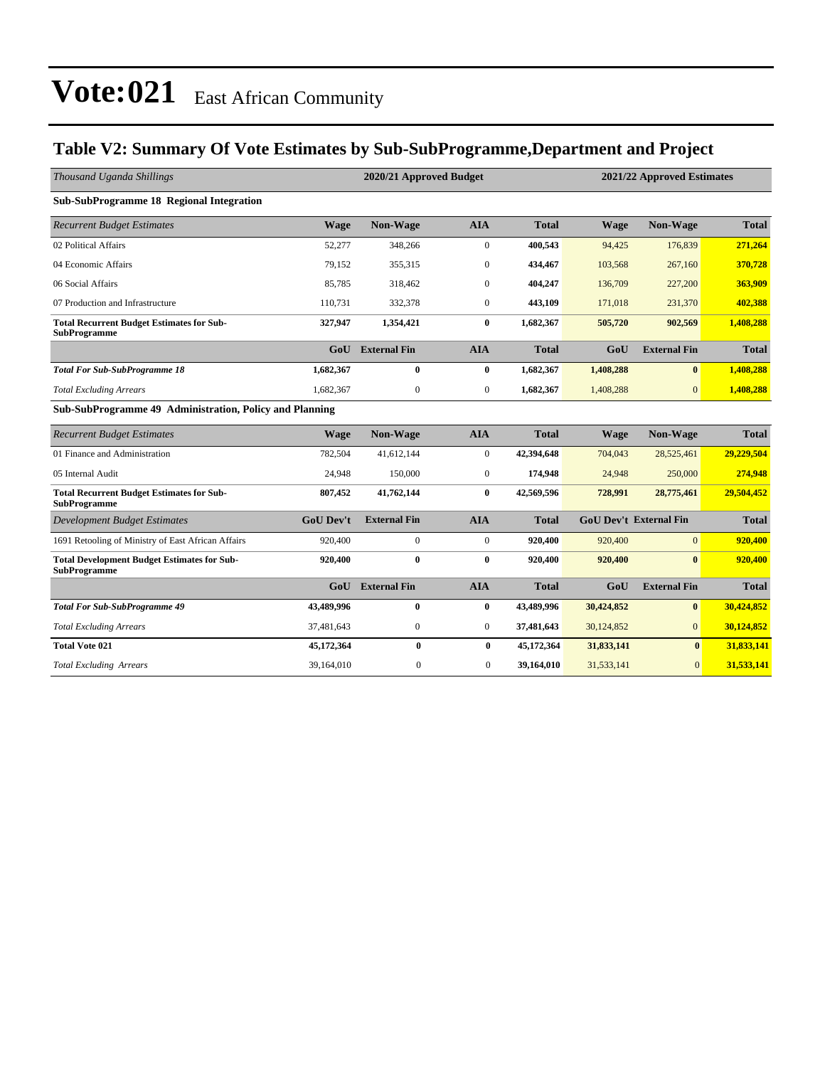# Vote:021 East African Community

## Table V2: Summary Of Vote Estimates by Sub-SubProgramme,Department and Project

| *Thousand Uganda Shillings* | 2020/21 Approved Budget | | | | 2021/22 Approved Estimates | | |
|---|---|---|---|---|---|---|---|
| **Sub-SubProgramme 18 Regional Integration** | | | | | | | |
| *Recurrent Budget Estimates* | **Wage** | **Non-Wage** | **AIA** | **Total** | **Wage** | **Non-Wage** | **Total** |
| 02 Political Affairs | 52,277 | 348,266 | 0 | **400,543** | 94,425 | 176,839 | **271,264** |
| 04 Economic Affairs | 79,152 | 355,315 | 0 | **434,467** | 103,568 | 267,160 | **370,728** |
| 06 Social Affairs | 85,785 | 318,462 | 0 | **404,247** | 136,709 | 227,200 | **363,909** |
| 07 Production and Infrastructure | 110,731 | 332,378 | 0 | **443,109** | 171,018 | 231,370 | **402,388** |
| **Total Recurrent Budget Estimates for Sub-SubProgramme** | **327,947** | **1,354,421** | **0** | **1,682,367** | **505,720** | **902,569** | **1,408,288** |
| | **GoU** | **External Fin** | **AIA** | **Total** | **GoU** | **External Fin** | **Total** |
| ***Total For Sub-SubProgramme 18*** | **1,682,367** | **0** | **0** | **1,682,367** | **1,408,288** | **0** | **1,408,288** |
| *Total Excluding Arrears* | 1,682,367 | 0 | 0 | **1,682,367** | 1,408,288 | 0 | **1,408,288** |
| **Sub-SubProgramme 49 Administration, Policy and Planning** | | | | | | | |
| *Recurrent Budget Estimates* | **Wage** | **Non-Wage** | **AIA** | **Total** | **Wage** | **Non-Wage** | **Total** |
| 01 Finance and Administration | 782,504 | 41,612,144 | 0 | **42,394,648** | 704,043 | 28,525,461 | **29,229,504** |
| 05 Internal Audit | 24,948 | 150,000 | 0 | **174,948** | 24,948 | 250,000 | **274,948** |
| **Total Recurrent Budget Estimates for Sub-SubProgramme** | **807,452** | **41,762,144** | **0** | **42,569,596** | **728,991** | **28,775,461** | **29,504,452** |
| *Development Budget Estimates* | **GoU Dev't** | **External Fin** | **AIA** | **Total** | **GoU Dev't** | **External Fin** | **Total** |
| 1691 Retooling of Ministry of East African Affairs | 920,400 | 0 | 0 | **920,400** | 920,400 | 0 | **920,400** |
| **Total Development Budget Estimates for Sub-SubProgramme** | **920,400** | **0** | **0** | **920,400** | **920,400** | **0** | **920,400** |
| | **GoU** | **External Fin** | **AIA** | **Total** | **GoU** | **External Fin** | **Total** |
| ***Total For Sub-SubProgramme 49*** | **43,489,996** | **0** | **0** | **43,489,996** | **30,424,852** | **0** | **30,424,852** |
| *Total Excluding Arrears* | 37,481,643 | 0 | 0 | **37,481,643** | 30,124,852 | 0 | **30,124,852** |
| **Total Vote 021** | **45,172,364** | **0** | **0** | **45,172,364** | **31,833,141** | **0** | **31,833,141** |
| *Total Excluding Arrears* | 39,164,010 | 0 | 0 | **39,164,010** | 31,533,141 | 0 | **31,533,141** |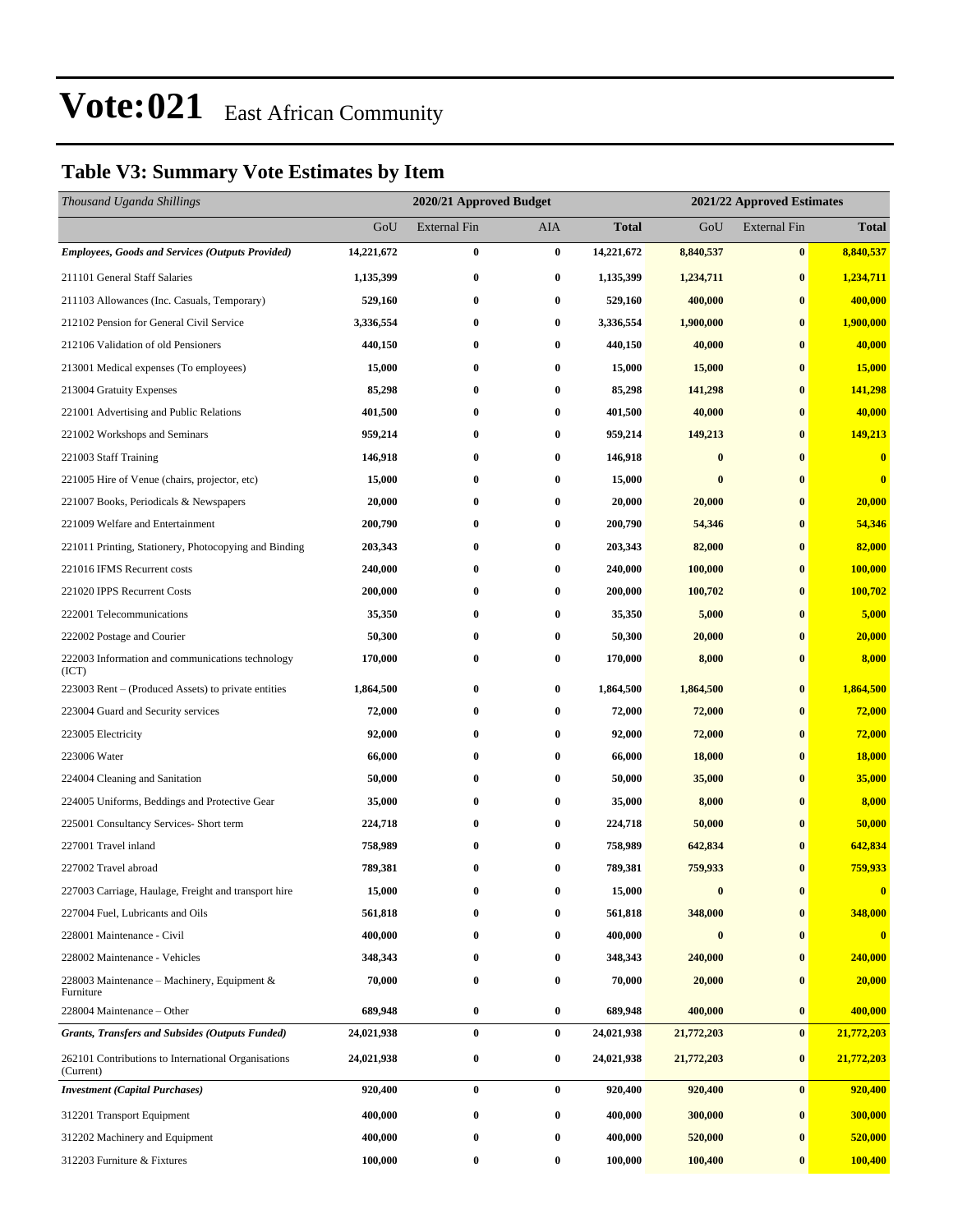# Vote:021 East African Community

## Table V3: Summary Vote Estimates by Item

| *Thousand Uganda Shillings* | 2020/21 Approved Budget | | | | 2021/22 Approved Estimates | | |
|---|---|---|---|---|---|---|---|
| | GoU | External Fin | AIA | **Total** | GoU | External Fin | **Total** |
| ***Employees, Goods and Services (Outputs Provided)*** | **14,221,672** | **0** | **0** | **14,221,672** | **8,840,537** | **0** | **8,840,537** |
| 211101 General Staff Salaries | **1,135,399** | **0** | **0** | **1,135,399** | **1,234,711** | **0** | **1,234,711** |
| 211103 Allowances (Inc. Casuals, Temporary) | **529,160** | **0** | **0** | **529,160** | **400,000** | **0** | **400,000** |
| 212102 Pension for General Civil Service | **3,336,554** | **0** | **0** | **3,336,554** | **1,900,000** | **0** | **1,900,000** |
| 212106 Validation of old Pensioners | **440,150** | **0** | **0** | **440,150** | **40,000** | **0** | **40,000** |
| 213001 Medical expenses (To employees) | **15,000** | **0** | **0** | **15,000** | **15,000** | **0** | **15,000** |
| 213004 Gratuity Expenses | **85,298** | **0** | **0** | **85,298** | **141,298** | **0** | **141,298** |
| 221001 Advertising and Public Relations | **401,500** | **0** | **0** | **401,500** | **40,000** | **0** | **40,000** |
| 221002 Workshops and Seminars | **959,214** | **0** | **0** | **959,214** | **149,213** | **0** | **149,213** |
| 221003 Staff Training | **146,918** | **0** | **0** | **146,918** | **0** | **0** | **0** |
| 221005 Hire of Venue (chairs, projector, etc) | **15,000** | **0** | **0** | **15,000** | **0** | **0** | **0** |
| 221007 Books, Periodicals & Newspapers | **20,000** | **0** | **0** | **20,000** | **20,000** | **0** | **20,000** |
| 221009 Welfare and Entertainment | **200,790** | **0** | **0** | **200,790** | **54,346** | **0** | **54,346** |
| 221011 Printing, Stationery, Photocopying and Binding | **203,343** | **0** | **0** | **203,343** | **82,000** | **0** | **82,000** |
| 221016 IFMS Recurrent costs | **240,000** | **0** | **0** | **240,000** | **100,000** | **0** | **100,000** |
| 221020 IPPS Recurrent Costs | **200,000** | **0** | **0** | **200,000** | **100,702** | **0** | **100,702** |
| 222001 Telecommunications | **35,350** | **0** | **0** | **35,350** | **5,000** | **0** | **5,000** |
| 222002 Postage and Courier | **50,300** | **0** | **0** | **50,300** | **20,000** | **0** | **20,000** |
| 222003 Information and communications technology (ICT) | **170,000** | **0** | **0** | **170,000** | **8,000** | **0** | **8,000** |
| 223003 Rent – (Produced Assets) to private entities | **1,864,500** | **0** | **0** | **1,864,500** | **1,864,500** | **0** | **1,864,500** |
| 223004 Guard and Security services | **72,000** | **0** | **0** | **72,000** | **72,000** | **0** | **72,000** |
| 223005 Electricity | **92,000** | **0** | **0** | **92,000** | **72,000** | **0** | **72,000** |
| 223006 Water | **66,000** | **0** | **0** | **66,000** | **18,000** | **0** | **18,000** |
| 224004 Cleaning and Sanitation | **50,000** | **0** | **0** | **50,000** | **35,000** | **0** | **35,000** |
| 224005 Uniforms, Beddings and Protective Gear | **35,000** | **0** | **0** | **35,000** | **8,000** | **0** | **8,000** |
| 225001 Consultancy Services- Short term | **224,718** | **0** | **0** | **224,718** | **50,000** | **0** | **50,000** |
| 227001 Travel inland | **758,989** | **0** | **0** | **758,989** | **642,834** | **0** | **642,834** |
| 227002 Travel abroad | **789,381** | **0** | **0** | **789,381** | **759,933** | **0** | **759,933** |
| 227003 Carriage, Haulage, Freight and transport hire | **15,000** | **0** | **0** | **15,000** | **0** | **0** | **0** |
| 227004 Fuel, Lubricants and Oils | **561,818** | **0** | **0** | **561,818** | **348,000** | **0** | **348,000** |
| 228001 Maintenance - Civil | **400,000** | **0** | **0** | **400,000** | **0** | **0** | **0** |
| 228002 Maintenance - Vehicles | **348,343** | **0** | **0** | **348,343** | **240,000** | **0** | **240,000** |
| 228003 Maintenance – Machinery, Equipment & Furniture | **70,000** | **0** | **0** | **70,000** | **20,000** | **0** | **20,000** |
| 228004 Maintenance – Other | **689,948** | **0** | **0** | **689,948** | **400,000** | **0** | **400,000** |
| ***Grants, Transfers and Subsides (Outputs Funded)*** | **24,021,938** | **0** | **0** | **24,021,938** | **21,772,203** | **0** | **21,772,203** |
| 262101 Contributions to International Organisations (Current) | **24,021,938** | **0** | **0** | **24,021,938** | **21,772,203** | **0** | **21,772,203** |
| ***Investment (Capital Purchases)*** | **920,400** | **0** | **0** | **920,400** | **920,400** | **0** | **920,400** |
| 312201 Transport Equipment | **400,000** | **0** | **0** | **400,000** | **300,000** | **0** | **300,000** |
| 312202 Machinery and Equipment | **400,000** | **0** | **0** | **400,000** | **520,000** | **0** | **520,000** |
| 312203 Furniture & Fixtures | **100,000** | **0** | **0** | **100,000** | **100,400** | **0** | **100,400** |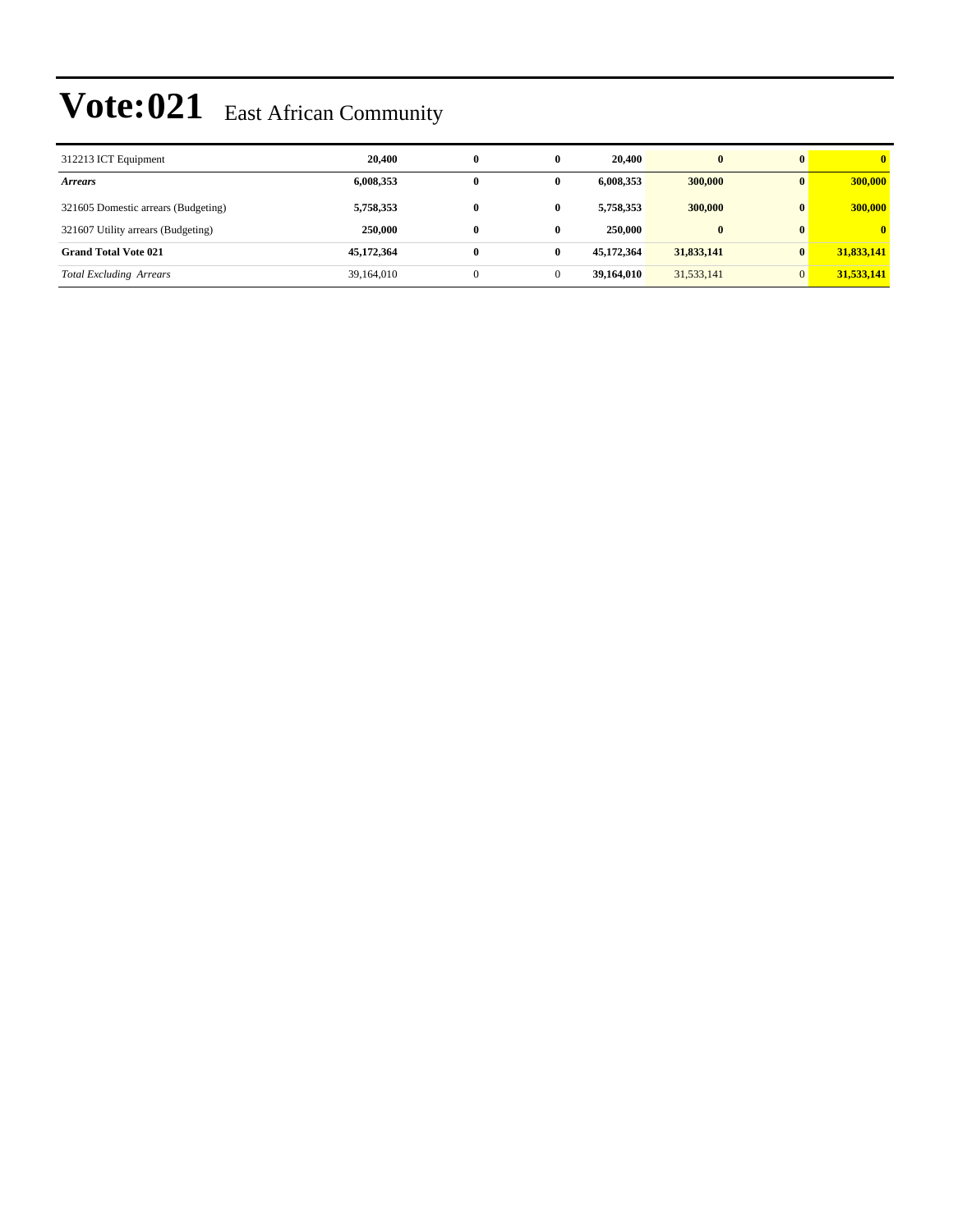# Vote:021 East African Community

| | | | | | | | |
|---|---|---|---|---|---|---|---|
| 312213 ICT Equipment | **20,400** | **0** | **0** | **20,400** | **0** | **0** | **0** |
| ***Arrears*** | **6,008,353** | **0** | **0** | **6,008,353** | **300,000** | **0** | **300,000** |
| 321605 Domestic arrears (Budgeting) | **5,758,353** | **0** | **0** | **5,758,353** | **300,000** | **0** | **300,000** |
| 321607 Utility arrears (Budgeting) | **250,000** | **0** | **0** | **250,000** | **0** | **0** | **0** |
| **Grand Total Vote 021** | **45,172,364** | **0** | **0** | **45,172,364** | **31,833,141** | **0** | **31,833,141** |
| *Total Excluding Arrears* | 39,164,010 | 0 | 0 | **39,164,010** | 31,533,141 | 0 | **31,533,141** |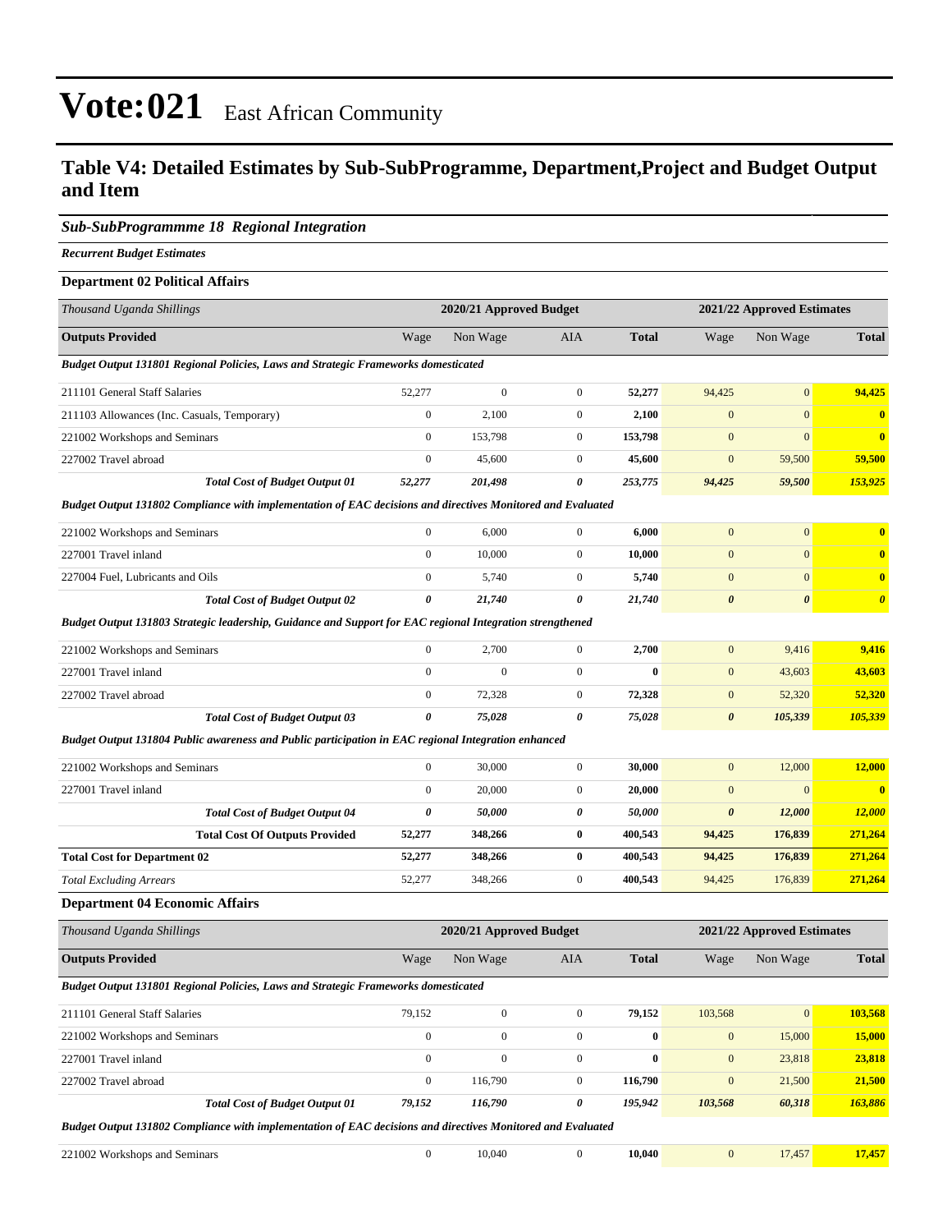# Vote:021 East African Community

## Table V4: Detailed Estimates by Sub-SubProgramme, Department,Project and Budget Output and Item

### *Sub-SubProgrammme 18 Regional Integration*

***Recurrent Budget Estimates***

**Department 02 Political Affairs**

| *Thousand Uganda Shillings* | 2020/21 Approved Budget | | | | 2021/22 Approved Estimates | | |
|---|---|---|---|---|---|---|---|
| **Outputs Provided** | Wage | Non Wage | AIA | **Total** | Wage | Non Wage | **Total** |
| ***Budget Output 131801 Regional Policies, Laws and Strategic Frameworks domesticated*** | | | | | | | |
| 211101 General Staff Salaries | 52,277 | 0 | 0 | **52,277** | 94,425 | 0 | **94,425** |
| 211103 Allowances (Inc. Casuals, Temporary) | 0 | 2,100 | 0 | **2,100** | 0 | 0 | **0** |
| 221002 Workshops and Seminars | 0 | 153,798 | 0 | **153,798** | 0 | 0 | **0** |
| 227002 Travel abroad | 0 | 45,600 | 0 | **45,600** | 0 | 59,500 | **59,500** |
| ***Total Cost of Budget Output 01*** | ***52,277*** | ***201,498*** | ***0*** | ***253,775*** | ***94,425*** | ***59,500*** | ***153,925*** |
| ***Budget Output 131802 Compliance with implementation of EAC decisions and directives Monitored and Evaluated*** | | | | | | | |
| 221002 Workshops and Seminars | 0 | 6,000 | 0 | **6,000** | 0 | 0 | **0** |
| 227001 Travel inland | 0 | 10,000 | 0 | **10,000** | 0 | 0 | **0** |
| 227004 Fuel, Lubricants and Oils | 0 | 5,740 | 0 | **5,740** | 0 | 0 | **0** |
| ***Total Cost of Budget Output 02*** | ***0*** | ***21,740*** | ***0*** | ***21,740*** | ***0*** | ***0*** | ***0*** |
| ***Budget Output 131803 Strategic leadership, Guidance and Support for EAC regional Integration strengthened*** | | | | | | | |
| 221002 Workshops and Seminars | 0 | 2,700 | 0 | **2,700** | 0 | 9,416 | **9,416** |
| 227001 Travel inland | 0 | 0 | 0 | **0** | 0 | 43,603 | **43,603** |
| 227002 Travel abroad | 0 | 72,328 | 0 | **72,328** | 0 | 52,320 | **52,320** |
| ***Total Cost of Budget Output 03*** | ***0*** | ***75,028*** | ***0*** | ***75,028*** | ***0*** | ***105,339*** | ***105,339*** |
| ***Budget Output 131804 Public awareness and Public participation in EAC regional Integration enhanced*** | | | | | | | |
| 221002 Workshops and Seminars | 0 | 30,000 | 0 | **30,000** | 0 | 12,000 | **12,000** |
| 227001 Travel inland | 0 | 20,000 | 0 | **20,000** | 0 | 0 | **0** |
| ***Total Cost of Budget Output 04*** | ***0*** | ***50,000*** | ***0*** | ***50,000*** | ***0*** | ***12,000*** | ***12,000*** |
| **Total Cost Of Outputs Provided** | **52,277** | **348,266** | **0** | **400,543** | **94,425** | **176,839** | **271,264** |
| **Total Cost for Department 02** | **52,277** | **348,266** | **0** | **400,543** | **94,425** | **176,839** | **271,264** |
| *Total Excluding Arrears* | 52,277 | 348,266 | 0 | **400,543** | 94,425 | 176,839 | **271,264** |

**Department 04 Economic Affairs**

| *Thousand Uganda Shillings* | 2020/21 Approved Budget | | | | 2021/22 Approved Estimates | | |
|---|---|---|---|---|---|---|---|
| **Outputs Provided** | Wage | Non Wage | AIA | **Total** | Wage | Non Wage | **Total** |
| ***Budget Output 131801 Regional Policies, Laws and Strategic Frameworks domesticated*** | | | | | | | |
| 211101 General Staff Salaries | 79,152 | 0 | 0 | **79,152** | 103,568 | 0 | **103,568** |
| 221002 Workshops and Seminars | 0 | 0 | 0 | **0** | 0 | 15,000 | **15,000** |
| 227001 Travel inland | 0 | 0 | 0 | **0** | 0 | 23,818 | **23,818** |
| 227002 Travel abroad | 0 | 116,790 | 0 | **116,790** | 0 | 21,500 | **21,500** |
| ***Total Cost of Budget Output 01*** | ***79,152*** | ***116,790*** | ***0*** | ***195,942*** | ***103,568*** | ***60,318*** | ***163,886*** |
| ***Budget Output 131802 Compliance with implementation of EAC decisions and directives Monitored and Evaluated*** | | | | | | | |
| 221002 Workshops and Seminars | 0 | 10,040 | 0 | **10,040** | 0 | 17,457 | **17,457** |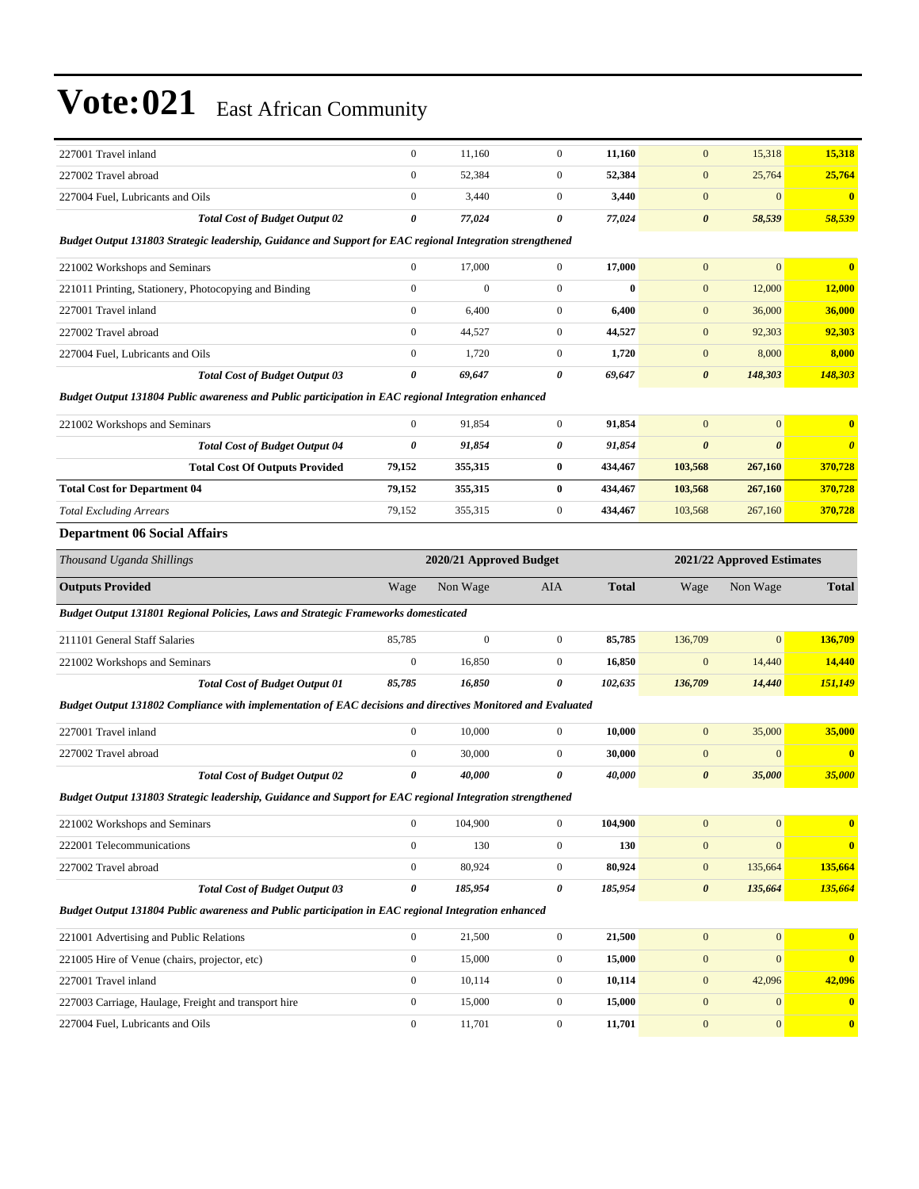# Vote:021 East African Community

| | | | | | | | |
|---|---|---|---|---|---|---|---|
| 227001 Travel inland | 0 | 11,160 | 0 | **11,160** | 0 | 15,318 | **15,318** |
| 227002 Travel abroad | 0 | 52,384 | 0 | **52,384** | 0 | 25,764 | **25,764** |
| 227004 Fuel, Lubricants and Oils | 0 | 3,440 | 0 | **3,440** | 0 | 0 | **0** |
| ***Total Cost of Budget Output 02*** | ***0*** | ***77,024*** | ***0*** | ***77,024*** | ***0*** | ***58,539*** | ***58,539*** |
| ***Budget Output 131803 Strategic leadership, Guidance and Support for EAC regional Integration strengthened*** | | | | | | | |
| 221002 Workshops and Seminars | 0 | 17,000 | 0 | **17,000** | 0 | 0 | **0** |
| 221011 Printing, Stationery, Photocopying and Binding | 0 | 0 | 0 | **0** | 0 | 12,000 | **12,000** |
| 227001 Travel inland | 0 | 6,400 | 0 | **6,400** | 0 | 36,000 | **36,000** |
| 227002 Travel abroad | 0 | 44,527 | 0 | **44,527** | 0 | 92,303 | **92,303** |
| 227004 Fuel, Lubricants and Oils | 0 | 1,720 | 0 | **1,720** | 0 | 8,000 | **8,000** |
| ***Total Cost of Budget Output 03*** | ***0*** | ***69,647*** | ***0*** | ***69,647*** | ***0*** | ***148,303*** | ***148,303*** |
| ***Budget Output 131804 Public awareness and Public participation in EAC regional Integration enhanced*** | | | | | | | |
| 221002 Workshops and Seminars | 0 | 91,854 | 0 | **91,854** | 0 | 0 | **0** |
| ***Total Cost of Budget Output 04*** | ***0*** | ***91,854*** | ***0*** | ***91,854*** | ***0*** | ***0*** | ***0*** |
| **Total Cost Of Outputs Provided** | **79,152** | **355,315** | **0** | **434,467** | **103,568** | **267,160** | **370,728** |
| **Total Cost for Department 04** | **79,152** | **355,315** | **0** | **434,467** | **103,568** | **267,160** | **370,728** |
| *Total Excluding Arrears* | 79,152 | 355,315 | 0 | **434,467** | 103,568 | 267,160 | **370,728** |

**Department 06 Social Affairs**

| *Thousand Uganda Shillings* | 2020/21 Approved Budget | | | | 2021/22 Approved Estimates | | |
|---|---|---|---|---|---|---|---|
| **Outputs Provided** | Wage | Non Wage | AIA | **Total** | Wage | Non Wage | **Total** |
| ***Budget Output 131801 Regional Policies, Laws and Strategic Frameworks domesticated*** | | | | | | | |
| 211101 General Staff Salaries | 85,785 | 0 | 0 | **85,785** | 136,709 | 0 | **136,709** |
| 221002 Workshops and Seminars | 0 | 16,850 | 0 | **16,850** | 0 | 14,440 | **14,440** |
| ***Total Cost of Budget Output 01*** | ***85,785*** | ***16,850*** | ***0*** | ***102,635*** | ***136,709*** | ***14,440*** | ***151,149*** |
| ***Budget Output 131802 Compliance with implementation of EAC decisions and directives Monitored and Evaluated*** | | | | | | | |
| 227001 Travel inland | 0 | 10,000 | 0 | **10,000** | 0 | 35,000 | **35,000** |
| 227002 Travel abroad | 0 | 30,000 | 0 | **30,000** | 0 | 0 | **0** |
| ***Total Cost of Budget Output 02*** | ***0*** | ***40,000*** | ***0*** | ***40,000*** | ***0*** | ***35,000*** | ***35,000*** |
| ***Budget Output 131803 Strategic leadership, Guidance and Support for EAC regional Integration strengthened*** | | | | | | | |
| 221002 Workshops and Seminars | 0 | 104,900 | 0 | **104,900** | 0 | 0 | **0** |
| 222001 Telecommunications | 0 | 130 | 0 | **130** | 0 | 0 | **0** |
| 227002 Travel abroad | 0 | 80,924 | 0 | **80,924** | 0 | 135,664 | **135,664** |
| ***Total Cost of Budget Output 03*** | ***0*** | ***185,954*** | ***0*** | ***185,954*** | ***0*** | ***135,664*** | ***135,664*** |
| ***Budget Output 131804 Public awareness and Public participation in EAC regional Integration enhanced*** | | | | | | | |
| 221001 Advertising and Public Relations | 0 | 21,500 | 0 | **21,500** | 0 | 0 | **0** |
| 221005 Hire of Venue (chairs, projector, etc) | 0 | 15,000 | 0 | **15,000** | 0 | 0 | **0** |
| 227001 Travel inland | 0 | 10,114 | 0 | **10,114** | 0 | 42,096 | **42,096** |
| 227003 Carriage, Haulage, Freight and transport hire | 0 | 15,000 | 0 | **15,000** | 0 | 0 | **0** |
| 227004 Fuel, Lubricants and Oils | 0 | 11,701 | 0 | **11,701** | 0 | 0 | **0** |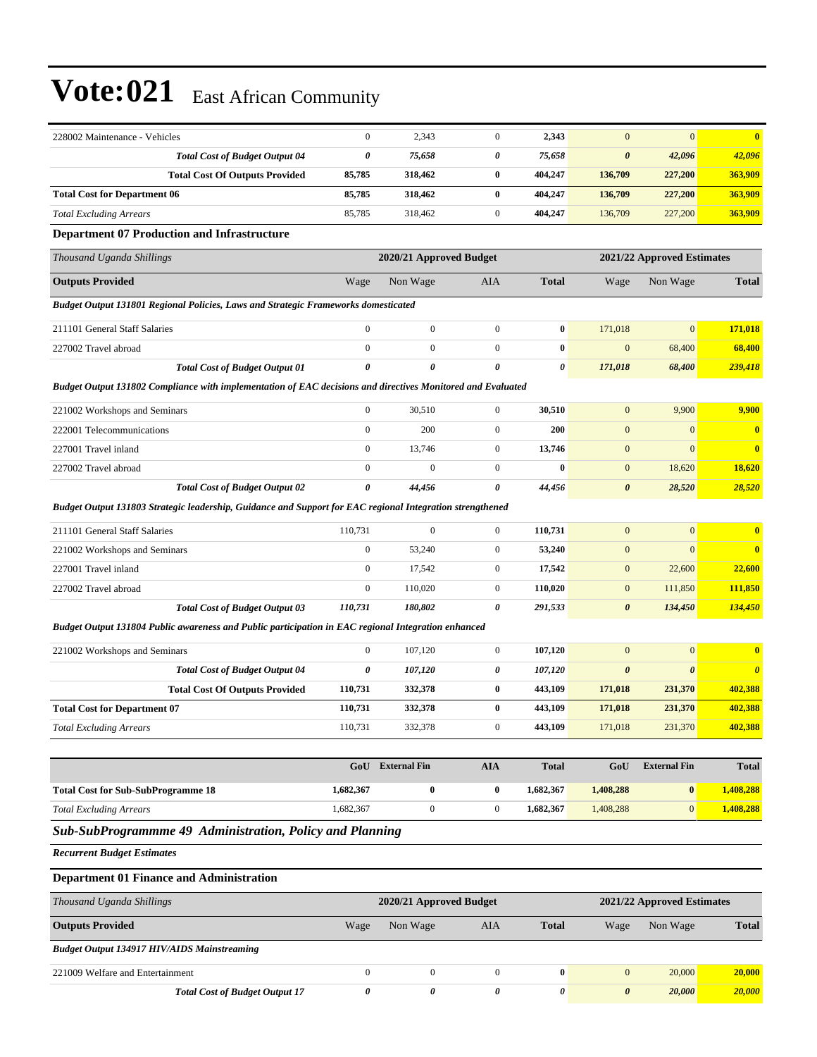| | | | | | | | |
|---|---|---|---|---|---|---|---|
| 228002 Maintenance - Vehicles | 0 | 2,343 | 0 | **2,343** | 0 | 0 | **0** |
| ***Total Cost of Budget Output 04*** | ***0*** | ***75,658*** | ***0*** | ***75,658*** | ***0*** | ***42,096*** | ***42,096*** |
| **Total Cost Of Outputs Provided** | **85,785** | **318,462** | **0** | **404,247** | **136,709** | **227,200** | **363,909** |
| **Total Cost for Department 06** | **85,785** | **318,462** | **0** | **404,247** | **136,709** | **227,200** | **363,909** |
| *Total Excluding Arrears* | 85,785 | 318,462 | 0 | **404,247** | 136,709 | 227,200 | **363,909** |

**Department 07 Production and Infrastructure**

| *Thousand Uganda Shillings* | 2020/21 Approved Budget | | | | 2021/22 Approved Estimates | | |
|---|---|---|---|---|---|---|---|
| **Outputs Provided** | Wage | Non Wage | AIA | **Total** | Wage | Non Wage | **Total** |
| ***Budget Output 131801 Regional Policies, Laws and Strategic Frameworks domesticated*** | | | | | | | |
| 211101 General Staff Salaries | 0 | 0 | 0 | **0** | 171,018 | 0 | **171,018** |
| 227002 Travel abroad | 0 | 0 | 0 | **0** | 0 | 68,400 | **68,400** |
| ***Total Cost of Budget Output 01*** | ***0*** | ***0*** | ***0*** | ***0*** | ***171,018*** | ***68,400*** | ***239,418*** |
| ***Budget Output 131802 Compliance with implementation of EAC decisions and directives Monitored and Evaluated*** | | | | | | | |
| 221002 Workshops and Seminars | 0 | 30,510 | 0 | **30,510** | 0 | 9,900 | **9,900** |
| 222001 Telecommunications | 0 | 200 | 0 | **200** | 0 | 0 | **0** |
| 227001 Travel inland | 0 | 13,746 | 0 | **13,746** | 0 | 0 | **0** |
| 227002 Travel abroad | 0 | 0 | 0 | **0** | 0 | 18,620 | **18,620** |
| ***Total Cost of Budget Output 02*** | ***0*** | ***44,456*** | ***0*** | ***44,456*** | ***0*** | ***28,520*** | ***28,520*** |
| ***Budget Output 131803 Strategic leadership, Guidance and Support for EAC regional Integration strengthened*** | | | | | | | |
| 211101 General Staff Salaries | 110,731 | 0 | 0 | **110,731** | 0 | 0 | **0** |
| 221002 Workshops and Seminars | 0 | 53,240 | 0 | **53,240** | 0 | 0 | **0** |
| 227001 Travel inland | 0 | 17,542 | 0 | **17,542** | 0 | 22,600 | **22,600** |
| 227002 Travel abroad | 0 | 110,020 | 0 | **110,020** | 0 | 111,850 | **111,850** |
| ***Total Cost of Budget Output 03*** | ***110,731*** | ***180,802*** | ***0*** | ***291,533*** | ***0*** | ***134,450*** | ***134,450*** |
| ***Budget Output 131804 Public awareness and Public participation in EAC regional Integration enhanced*** | | | | | | | |
| 221002 Workshops and Seminars | 0 | 107,120 | 0 | **107,120** | 0 | 0 | **0** |
| ***Total Cost of Budget Output 04*** | ***0*** | ***107,120*** | ***0*** | ***107,120*** | ***0*** | ***0*** | ***0*** |
| **Total Cost Of Outputs Provided** | **110,731** | **332,378** | **0** | **443,109** | **171,018** | **231,370** | **402,388** |
| **Total Cost for Department 07** | **110,731** | **332,378** | **0** | **443,109** | **171,018** | **231,370** | **402,388** |
| *Total Excluding Arrears* | 110,731 | 332,378 | 0 | **443,109** | 171,018 | 231,370 | **402,388** |

| | GoU | External Fin | AIA | Total | GoU | External Fin | Total |
|---|---|---|---|---|---|---|---|
| **Total Cost for Sub-SubProgramme 18** | **1,682,367** | **0** | **0** | **1,682,367** | **1,408,288** | **0** | **1,408,288** |
| *Total Excluding Arrears* | 1,682,367 | 0 | 0 | **1,682,367** | 1,408,288 | 0 | **1,408,288** |

## *Sub-SubProgrammme 49 Administration, Policy and Planning*

***Recurrent Budget Estimates***

**Department 01 Finance and Administration**

| *Thousand Uganda Shillings* | 2020/21 Approved Budget | | | | 2021/22 Approved Estimates | | |
|---|---|---|---|---|---|---|---|
| **Outputs Provided** | Wage | Non Wage | AIA | **Total** | Wage | Non Wage | **Total** |
| ***Budget Output 134917 HIV/AIDS Mainstreaming*** | | | | | | | |
| 221009 Welfare and Entertainment | 0 | 0 | 0 | **0** | 0 | 20,000 | **20,000** |
| ***Total Cost of Budget Output 17*** | ***0*** | ***0*** | ***0*** | ***0*** | ***0*** | ***20,000*** | ***20,000*** |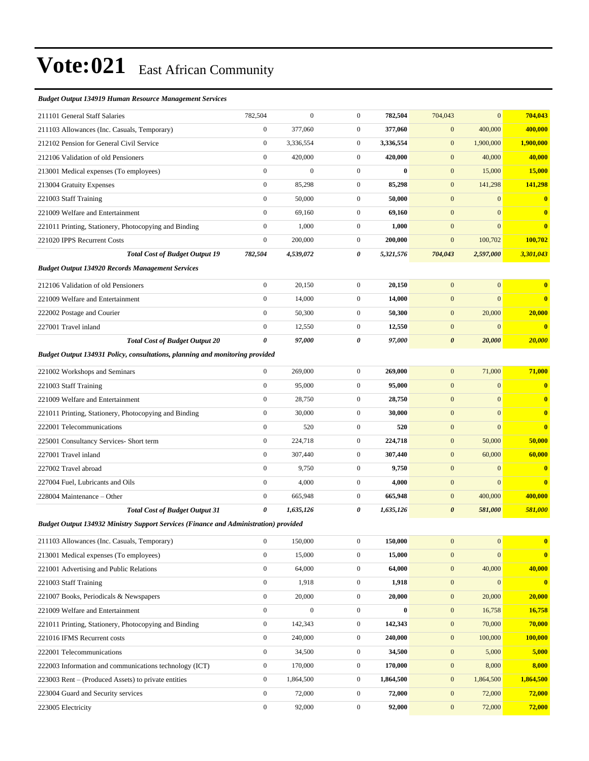# Vote:021 East African Community

***Budget Output 134919 Human Resource Management Services***

| | | | | | | | |
|---|---|---|---|---|---|---|---|
| 211101 General Staff Salaries | 782,504 | 0 | 0 | **782,504** | 704,043 | 0 | **704,043** |
| 211103 Allowances (Inc. Casuals, Temporary) | 0 | 377,060 | 0 | **377,060** | 0 | 400,000 | **400,000** |
| 212102 Pension for General Civil Service | 0 | 3,336,554 | 0 | **3,336,554** | 0 | 1,900,000 | **1,900,000** |
| 212106 Validation of old Pensioners | 0 | 420,000 | 0 | **420,000** | 0 | 40,000 | **40,000** |
| 213001 Medical expenses (To employees) | 0 | 0 | 0 | **0** | 0 | 15,000 | **15,000** |
| 213004 Gratuity Expenses | 0 | 85,298 | 0 | **85,298** | 0 | 141,298 | **141,298** |
| 221003 Staff Training | 0 | 50,000 | 0 | **50,000** | 0 | 0 | **0** |
| 221009 Welfare and Entertainment | 0 | 69,160 | 0 | **69,160** | 0 | 0 | **0** |
| 221011 Printing, Stationery, Photocopying and Binding | 0 | 1,000 | 0 | **1,000** | 0 | 0 | **0** |
| 221020 IPPS Recurrent Costs | 0 | 200,000 | 0 | **200,000** | 0 | 100,702 | **100,702** |
| ***Total Cost of Budget Output 19*** | ***782,504*** | ***4,539,072*** | ***0*** | ***5,321,576*** | ***704,043*** | ***2,597,000*** | ***3,301,043*** |

***Budget Output 134920 Records Management Services***

| | | | | | | | |
|---|---|---|---|---|---|---|---|
| 212106 Validation of old Pensioners | 0 | 20,150 | 0 | **20,150** | 0 | 0 | **0** |
| 221009 Welfare and Entertainment | 0 | 14,000 | 0 | **14,000** | 0 | 0 | **0** |
| 222002 Postage and Courier | 0 | 50,300 | 0 | **50,300** | 0 | 20,000 | **20,000** |
| 227001 Travel inland | 0 | 12,550 | 0 | **12,550** | 0 | 0 | **0** |
| ***Total Cost of Budget Output 20*** | ***0*** | ***97,000*** | ***0*** | ***97,000*** | ***0*** | ***20,000*** | ***20,000*** |

***Budget Output 134931 Policy, consultations, planning and monitoring provided***

| | | | | | | | |
|---|---|---|---|---|---|---|---|
| 221002 Workshops and Seminars | 0 | 269,000 | 0 | **269,000** | 0 | 71,000 | **71,000** |
| 221003 Staff Training | 0 | 95,000 | 0 | **95,000** | 0 | 0 | **0** |
| 221009 Welfare and Entertainment | 0 | 28,750 | 0 | **28,750** | 0 | 0 | **0** |
| 221011 Printing, Stationery, Photocopying and Binding | 0 | 30,000 | 0 | **30,000** | 0 | 0 | **0** |
| 222001 Telecommunications | 0 | 520 | 0 | **520** | 0 | 0 | **0** |
| 225001 Consultancy Services- Short term | 0 | 224,718 | 0 | **224,718** | 0 | 50,000 | **50,000** |
| 227001 Travel inland | 0 | 307,440 | 0 | **307,440** | 0 | 60,000 | **60,000** |
| 227002 Travel abroad | 0 | 9,750 | 0 | **9,750** | 0 | 0 | **0** |
| 227004 Fuel, Lubricants and Oils | 0 | 4,000 | 0 | **4,000** | 0 | 0 | **0** |
| 228004 Maintenance – Other | 0 | 665,948 | 0 | **665,948** | 0 | 400,000 | **400,000** |
| ***Total Cost of Budget Output 31*** | ***0*** | ***1,635,126*** | ***0*** | ***1,635,126*** | ***0*** | ***581,000*** | ***581,000*** |

***Budget Output 134932 Ministry Support Services (Finance and Administration) provided***

| | | | | | | | |
|---|---|---|---|---|---|---|---|
| 211103 Allowances (Inc. Casuals, Temporary) | 0 | 150,000 | 0 | **150,000** | 0 | 0 | **0** |
| 213001 Medical expenses (To employees) | 0 | 15,000 | 0 | **15,000** | 0 | 0 | **0** |
| 221001 Advertising and Public Relations | 0 | 64,000 | 0 | **64,000** | 0 | 40,000 | **40,000** |
| 221003 Staff Training | 0 | 1,918 | 0 | **1,918** | 0 | 0 | **0** |
| 221007 Books, Periodicals & Newspapers | 0 | 20,000 | 0 | **20,000** | 0 | 20,000 | **20,000** |
| 221009 Welfare and Entertainment | 0 | 0 | 0 | **0** | 0 | 16,758 | **16,758** |
| 221011 Printing, Stationery, Photocopying and Binding | 0 | 142,343 | 0 | **142,343** | 0 | 70,000 | **70,000** |
| 221016 IFMS Recurrent costs | 0 | 240,000 | 0 | **240,000** | 0 | 100,000 | **100,000** |
| 222001 Telecommunications | 0 | 34,500 | 0 | **34,500** | 0 | 5,000 | **5,000** |
| 222003 Information and communications technology (ICT) | 0 | 170,000 | 0 | **170,000** | 0 | 8,000 | **8,000** |
| 223003 Rent – (Produced Assets) to private entities | 0 | 1,864,500 | 0 | **1,864,500** | 0 | 1,864,500 | **1,864,500** |
| 223004 Guard and Security services | 0 | 72,000 | 0 | **72,000** | 0 | 72,000 | **72,000** |
| 223005 Electricity | 0 | 92,000 | 0 | **92,000** | 0 | 72,000 | **72,000** |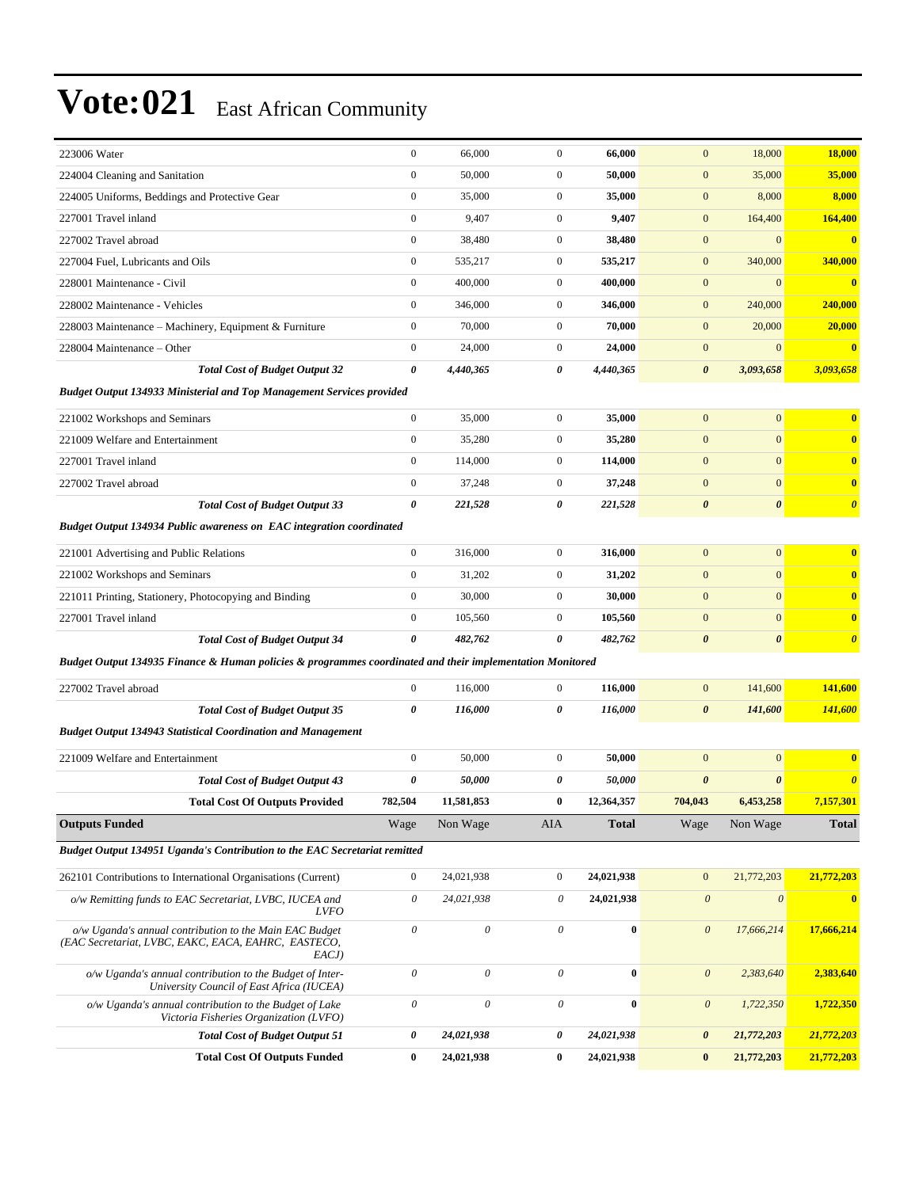# Vote:021 East African Community

| | | | | | | | |
|---|---|---|---|---|---|---|---|
| 223006 Water | 0 | 66,000 | 0 | **66,000** | 0 | 18,000 | **18,000** |
| 224004 Cleaning and Sanitation | 0 | 50,000 | 0 | **50,000** | 0 | 35,000 | **35,000** |
| 224005 Uniforms, Beddings and Protective Gear | 0 | 35,000 | 0 | **35,000** | 0 | 8,000 | **8,000** |
| 227001 Travel inland | 0 | 9,407 | 0 | **9,407** | 0 | 164,400 | **164,400** |
| 227002 Travel abroad | 0 | 38,480 | 0 | **38,480** | 0 | 0 | **0** |
| 227004 Fuel, Lubricants and Oils | 0 | 535,217 | 0 | **535,217** | 0 | 340,000 | **340,000** |
| 228001 Maintenance - Civil | 0 | 400,000 | 0 | **400,000** | 0 | 0 | **0** |
| 228002 Maintenance - Vehicles | 0 | 346,000 | 0 | **346,000** | 0 | 240,000 | **240,000** |
| 228003 Maintenance – Machinery, Equipment & Furniture | 0 | 70,000 | 0 | **70,000** | 0 | 20,000 | **20,000** |
| 228004 Maintenance – Other | 0 | 24,000 | 0 | **24,000** | 0 | 0 | **0** |
| ***Total Cost of Budget Output 32*** | ***0*** | ***4,440,365*** | ***0*** | ***4,440,365*** | ***0*** | ***3,093,658*** | ***3,093,658*** |
| ***Budget Output 134933 Ministerial and Top Management Services provided*** | | | | | | | |
| 221002 Workshops and Seminars | 0 | 35,000 | 0 | **35,000** | 0 | 0 | **0** |
| 221009 Welfare and Entertainment | 0 | 35,280 | 0 | **35,280** | 0 | 0 | **0** |
| 227001 Travel inland | 0 | 114,000 | 0 | **114,000** | 0 | 0 | **0** |
| 227002 Travel abroad | 0 | 37,248 | 0 | **37,248** | 0 | 0 | **0** |
| ***Total Cost of Budget Output 33*** | ***0*** | ***221,528*** | ***0*** | ***221,528*** | ***0*** | ***0*** | ***0*** |
| ***Budget Output 134934 Public awareness on EAC integration coordinated*** | | | | | | | |
| 221001 Advertising and Public Relations | 0 | 316,000 | 0 | **316,000** | 0 | 0 | **0** |
| 221002 Workshops and Seminars | 0 | 31,202 | 0 | **31,202** | 0 | 0 | **0** |
| 221011 Printing, Stationery, Photocopying and Binding | 0 | 30,000 | 0 | **30,000** | 0 | 0 | **0** |
| 227001 Travel inland | 0 | 105,560 | 0 | **105,560** | 0 | 0 | **0** |
| ***Total Cost of Budget Output 34*** | ***0*** | ***482,762*** | ***0*** | ***482,762*** | ***0*** | ***0*** | ***0*** |
| ***Budget Output 134935 Finance & Human policies & programmes coordinated and their implementation Monitored*** | | | | | | | |
| 227002 Travel abroad | 0 | 116,000 | 0 | **116,000** | 0 | 141,600 | **141,600** |
| ***Total Cost of Budget Output 35*** | ***0*** | ***116,000*** | ***0*** | ***116,000*** | ***0*** | ***141,600*** | ***141,600*** |
| ***Budget Output 134943 Statistical Coordination and Management*** | | | | | | | |
| 221009 Welfare and Entertainment | 0 | 50,000 | 0 | **50,000** | 0 | 0 | **0** |
| ***Total Cost of Budget Output 43*** | ***0*** | ***50,000*** | ***0*** | ***50,000*** | ***0*** | ***0*** | ***0*** |
| **Total Cost Of Outputs Provided** | **782,504** | **11,581,853** | **0** | **12,364,357** | **704,043** | **6,453,258** | **7,157,301** |
| **Outputs Funded** | Wage | Non Wage | AIA | **Total** | Wage | Non Wage | **Total** |
| ***Budget Output 134951 Uganda's Contribution to the EAC Secretariat remitted*** | | | | | | | |
| 262101 Contributions to International Organisations (Current) | 0 | 24,021,938 | 0 | **24,021,938** | 0 | 21,772,203 | **21,772,203** |
| *o/w Remitting funds to EAC Secretariat, LVBC, IUCEA and LVFO* | *0* | *24,021,938* | *0* | **24,021,938** | *0* | *0* | **0** |
| *o/w Uganda's annual contribution to the Main EAC Budget (EAC Secretariat, LVBC, EAKC, EACA, EAHRC, EASTECO, EACJ)* | *0* | *0* | *0* | **0** | *0* | *17,666,214* | **17,666,214** |
| *o/w Uganda's annual contribution to the Budget of Inter-University Council of East Africa (IUCEA)* | *0* | *0* | *0* | **0** | *0* | *2,383,640* | **2,383,640** |
| *o/w Uganda's annual contribution to the Budget of Lake Victoria Fisheries Organization (LVFO)* | *0* | *0* | *0* | **0** | *0* | *1,722,350* | **1,722,350** |
| ***Total Cost of Budget Output 51*** | ***0*** | ***24,021,938*** | ***0*** | ***24,021,938*** | ***0*** | ***21,772,203*** | ***21,772,203*** |
| **Total Cost Of Outputs Funded** | **0** | **24,021,938** | **0** | **24,021,938** | **0** | **21,772,203** | **21,772,203** |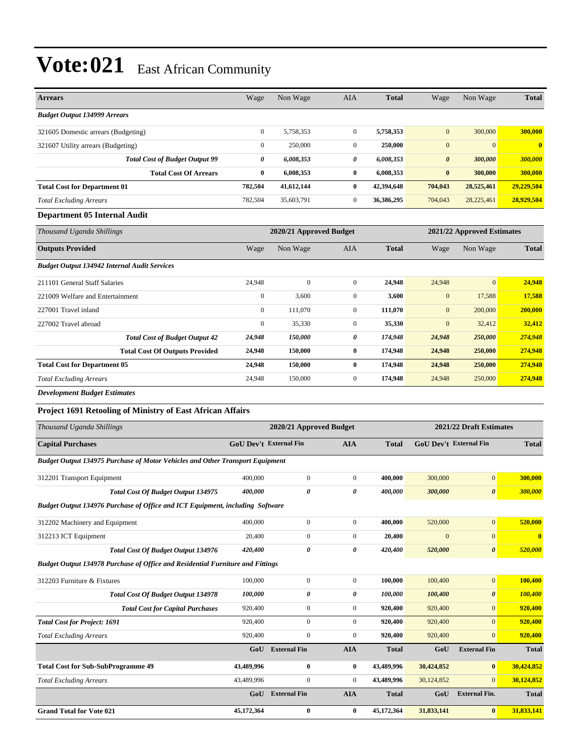# Vote:021 East African Community

| Arrears | Wage | Non Wage | AIA | Total | Wage | Non Wage | Total |
|---|---|---|---|---|---|---|---|
| *Budget Output 134999 Arrears* | | | | | | | |
| 321605 Domestic arrears (Budgeting) | 0 | 5,758,353 | 0 | **5,758,353** | 0 | 300,000 | **300,000** |
| 321607 Utility arrears (Budgeting) | 0 | 250,000 | 0 | **250,000** | 0 | 0 | **0** |
| ***Total Cost of Budget Output 99*** | ***0*** | ***6,008,353*** | ***0*** | ***6,008,353*** | ***0*** | ***300,000*** | ***300,000*** |
| **Total Cost Of Arrears** | **0** | **6,008,353** | **0** | **6,008,353** | **0** | **300,000** | **300,000** |
| **Total Cost for Department 01** | **782,504** | **41,612,144** | **0** | **42,394,648** | **704,043** | **28,525,461** | **29,229,504** |
| *Total Excluding Arrears* | 782,504 | 35,603,791 | 0 | **36,386,295** | 704,043 | 28,225,461 | **28,929,504** |

### Department 05 Internal Audit

| *Thousand Uganda Shillings* | 2020/21 Approved Budget | | | | 2021/22 Approved Estimates | | |
|---|---|---|---|---|---|---|---|
| **Outputs Provided** | Wage | Non Wage | AIA | **Total** | Wage | Non Wage | **Total** |
| ***Budget Output 134942 Internal Audit Services*** | | | | | | | |
| 211101 General Staff Salaries | 24,948 | 0 | 0 | **24,948** | 24,948 | 0 | **24,948** |
| 221009 Welfare and Entertainment | 0 | 3,600 | 0 | **3,600** | 0 | 17,588 | **17,588** |
| 227001 Travel inland | 0 | 111,070 | 0 | **111,070** | 0 | 200,000 | **200,000** |
| 227002 Travel abroad | 0 | 35,330 | 0 | **35,330** | 0 | 32,412 | **32,412** |
| ***Total Cost of Budget Output 42*** | ***24,948*** | ***150,000*** | ***0*** | ***174,948*** | ***24,948*** | ***250,000*** | ***274,948*** |
| **Total Cost Of Outputs Provided** | **24,948** | **150,000** | **0** | **174,948** | **24,948** | **250,000** | **274,948** |
| **Total Cost for Department 05** | **24,948** | **150,000** | **0** | **174,948** | **24,948** | **250,000** | **274,948** |
| *Total Excluding Arrears* | 24,948 | 150,000 | 0 | **174,948** | 24,948 | 250,000 | **274,948** |

***Development Budget Estimates***

### Project 1691 Retooling of Ministry of East African Affairs

| *Thousand Uganda Shillings* | 2020/21 Approved Budget | | | | 2021/22 Draft Estimates | | |
|---|---|---|---|---|---|---|---|
| **Capital Purchases** | **GoU Dev't** | **External Fin** | **AIA** | **Total** | **GoU Dev't** | **External Fin** | **Total** |
| ***Budget Output 134975 Purchase of Motor Vehicles and Other Transport Equipment*** | | | | | | | |
| 312201 Transport Equipment | 400,000 | 0 | 0 | **400,000** | 300,000 | 0 | **300,000** |
| ***Total Cost Of Budget Output 134975*** | ***400,000*** | ***0*** | ***0*** | ***400,000*** | ***300,000*** | ***0*** | ***300,000*** |
| ***Budget Output 134976 Purchase of Office and ICT Equipment, including Software*** | | | | | | | |
| 312202 Machinery and Equipment | 400,000 | 0 | 0 | **400,000** | 520,000 | 0 | **520,000** |
| 312213 ICT Equipment | 20,400 | 0 | 0 | **20,400** | 0 | 0 | **0** |
| ***Total Cost Of Budget Output 134976*** | ***420,400*** | ***0*** | ***0*** | ***420,400*** | ***520,000*** | ***0*** | ***520,000*** |
| ***Budget Output 134978 Purchase of Office and Residential Furniture and Fittings*** | | | | | | | |
| 312203 Furniture & Fixtures | 100,000 | 0 | 0 | **100,000** | 100,400 | 0 | **100,400** |
| ***Total Cost Of Budget Output 134978*** | ***100,000*** | ***0*** | ***0*** | ***100,000*** | ***100,400*** | ***0*** | ***100,400*** |
| ***Total Cost for Capital Purchases*** | 920,400 | 0 | 0 | **920,400** | 920,400 | 0 | **920,400** |
| ***Total Cost for Project: 1691*** | 920,400 | 0 | 0 | **920,400** | 920,400 | 0 | **920,400** |
| *Total Excluding Arrears* | 920,400 | 0 | 0 | **920,400** | 920,400 | 0 | **920,400** |

| | GoU | External Fin | AIA | Total | GoU | External Fin | Total |
|---|---|---|---|---|---|---|---|
| **Total Cost for Sub-SubProgramme 49** | **43,489,996** | **0** | **0** | **43,489,996** | **30,424,852** | **0** | **30,424,852** |
| *Total Excluding Arrears* | 43,489,996 | 0 | 0 | **43,489,996** | 30,124,852 | 0 | **30,124,852** |

| | GoU | External Fin | AIA | Total | GoU | External Fin. | Total |
|---|---|---|---|---|---|---|---|
| **Grand Total for Vote 021** | **45,172,364** | **0** | **0** | **45,172,364** | **31,833,141** | **0** | **31,833,141** |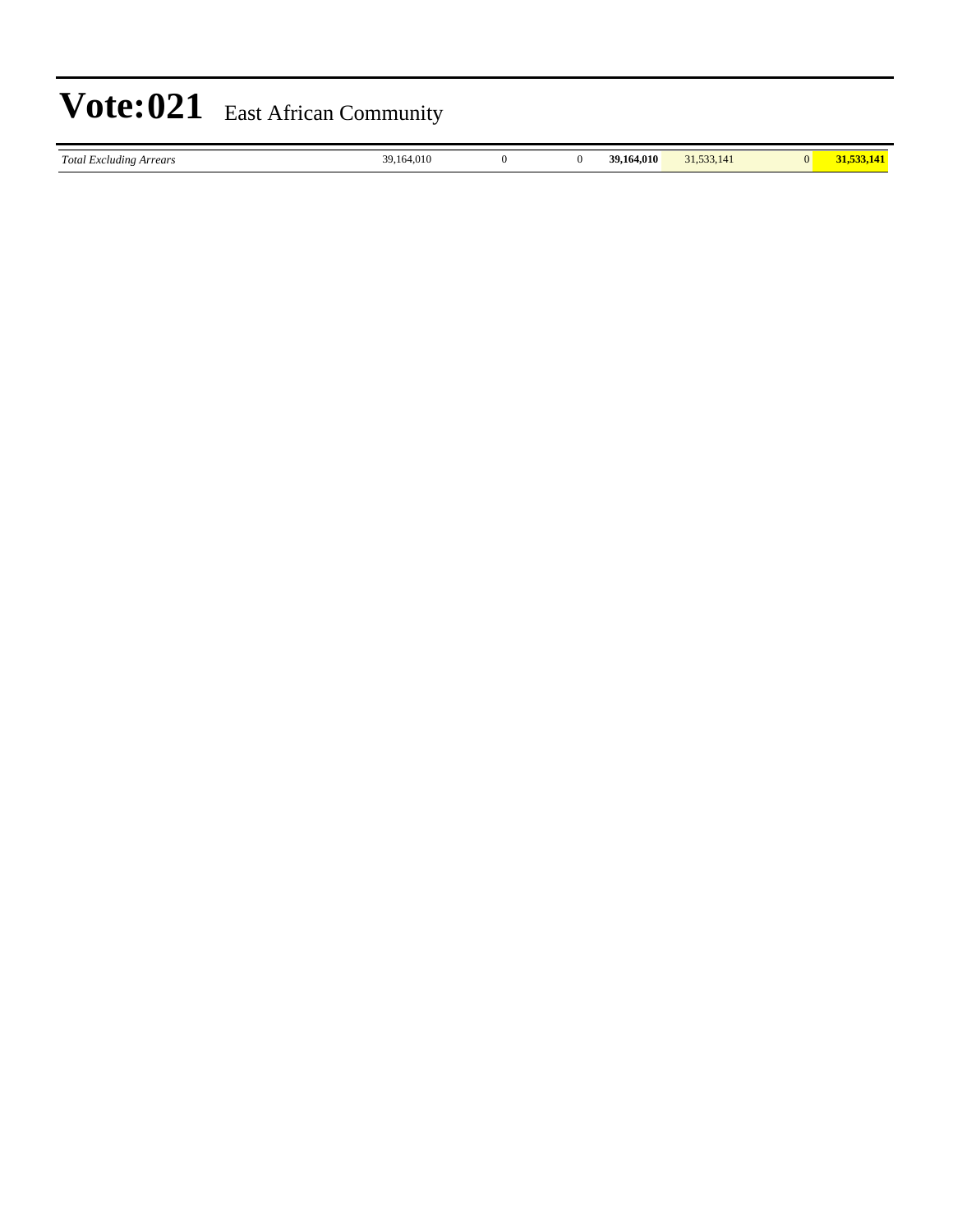| | | | | | | | |
|---|---|---|---|---|---|---|---|
| *Total Excluding Arrears* | 39,164,010 | 0 | 0 | **39,164,010** | 31,533,141 | 0 | **31,533,141** |